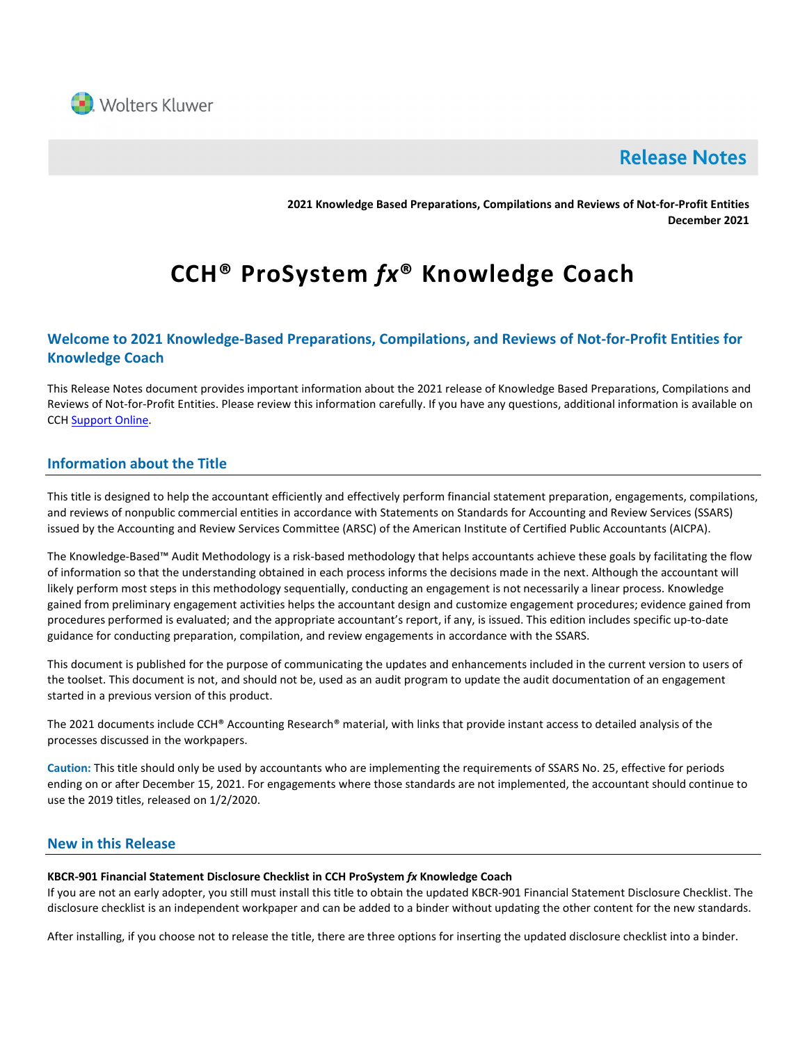Wolters Kluwer

# Release Notes

**2021 Knowledge Based Preparations, Compilations and Reviews of Not-for-Profit Entities**
**December 2021**

# CCH® ProSystem *fx*® Knowledge Coach

## Welcome to 2021 Knowledge-Based Preparations, Compilations, and Reviews of Not-for-Profit Entities for Knowledge Coach

This Release Notes document provides important information about the 2021 release of Knowledge Based Preparations, Compilations and Reviews of Not-for-Profit Entities. Please review this information carefully. If you have any questions, additional information is available on CCH Support Online.

## Information about the Title

This title is designed to help the accountant efficiently and effectively perform financial statement preparation, engagements, compilations, and reviews of nonpublic commercial entities in accordance with Statements on Standards for Accounting and Review Services (SSARS) issued by the Accounting and Review Services Committee (ARSC) of the American Institute of Certified Public Accountants (AICPA).

The Knowledge-Based™ Audit Methodology is a risk-based methodology that helps accountants achieve these goals by facilitating the flow of information so that the understanding obtained in each process informs the decisions made in the next. Although the accountant will likely perform most steps in this methodology sequentially, conducting an engagement is not necessarily a linear process. Knowledge gained from preliminary engagement activities helps the accountant design and customize engagement procedures; evidence gained from procedures performed is evaluated; and the appropriate accountant's report, if any, is issued. This edition includes specific up-to-date guidance for conducting preparation, compilation, and review engagements in accordance with the SSARS.

This document is published for the purpose of communicating the updates and enhancements included in the current version to users of the toolset. This document is not, and should not be, used as an audit program to update the audit documentation of an engagement started in a previous version of this product.

The 2021 documents include CCH® Accounting Research® material, with links that provide instant access to detailed analysis of the processes discussed in the workpapers.

**Caution:** This title should only be used by accountants who are implementing the requirements of SSARS No. 25, effective for periods ending on or after December 15, 2021. For engagements where those standards are not implemented, the accountant should continue to use the 2019 titles, released on 1/2/2020.

## New in this Release

**KBCR-901 Financial Statement Disclosure Checklist in CCH ProSystem *fx* Knowledge Coach**
If you are not an early adopter, you still must install this title to obtain the updated KBCR-901 Financial Statement Disclosure Checklist. The disclosure checklist is an independent workpaper and can be added to a binder without updating the other content for the new standards.

After installing, if you choose not to release the title, there are three options for inserting the updated disclosure checklist into a binder.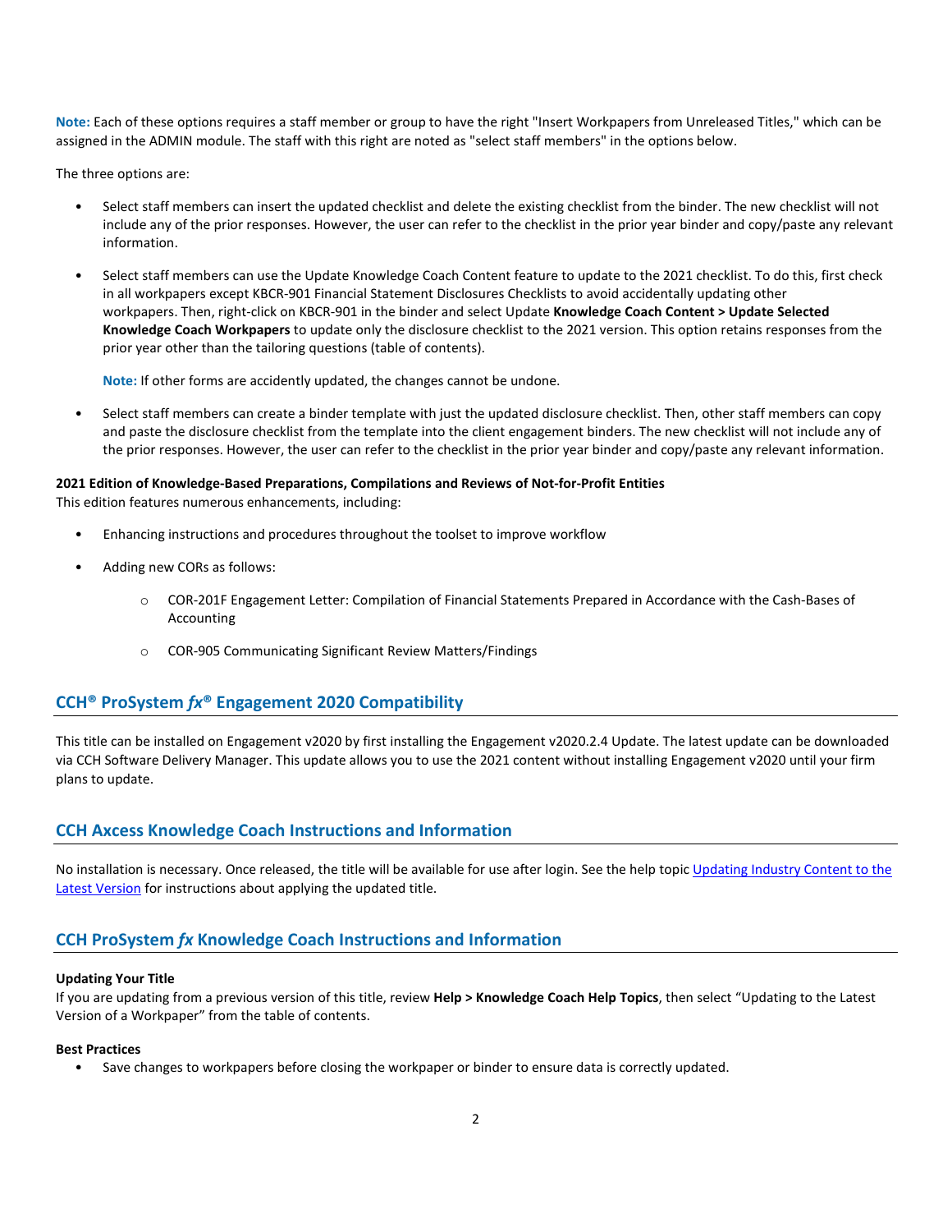**Note:** Each of these options requires a staff member or group to have the right "Insert Workpapers from Unreleased Titles," which can be assigned in the ADMIN module. The staff with this right are noted as "select staff members" in the options below.

The three options are:

- Select staff members can insert the updated checklist and delete the existing checklist from the binder. The new checklist will not include any of the prior responses. However, the user can refer to the checklist in the prior year binder and copy/paste any relevant information.
- Select staff members can use the Update Knowledge Coach Content feature to update to the 2021 checklist. To do this, first check in all workpapers except KBCR-901 Financial Statement Disclosures Checklists to avoid accidentally updating other workpapers. Then, right-click on KBCR-901 in the binder and select Update **Knowledge Coach Content > Update Selected Knowledge Coach Workpapers** to update only the disclosure checklist to the 2021 version. This option retains responses from the prior year other than the tailoring questions (table of contents).

  **Note:** If other forms are accidently updated, the changes cannot be undone.
- Select staff members can create a binder template with just the updated disclosure checklist. Then, other staff members can copy and paste the disclosure checklist from the template into the client engagement binders. The new checklist will not include any of the prior responses. However, the user can refer to the checklist in the prior year binder and copy/paste any relevant information.

**2021 Edition of Knowledge-Based Preparations, Compilations and Reviews of Not-for-Profit Entities**
This edition features numerous enhancements, including:

- Enhancing instructions and procedures throughout the toolset to improve workflow
- Adding new CORs as follows:
  - COR-201F Engagement Letter: Compilation of Financial Statements Prepared in Accordance with the Cash-Bases of Accounting
  - COR-905 Communicating Significant Review Matters/Findings

## CCH® ProSystem *fx*® Engagement 2020 Compatibility

This title can be installed on Engagement v2020 by first installing the Engagement v2020.2.4 Update. The latest update can be downloaded via CCH Software Delivery Manager. This update allows you to use the 2021 content without installing Engagement v2020 until your firm plans to update.

## CCH Axcess Knowledge Coach Instructions and Information

No installation is necessary. Once released, the title will be available for use after login. See the help topic Updating Industry Content to the Latest Version for instructions about applying the updated title.

## CCH ProSystem *fx* Knowledge Coach Instructions and Information

**Updating Your Title**
If you are updating from a previous version of this title, review **Help > Knowledge Coach Help Topics**, then select "Updating to the Latest Version of a Workpaper" from the table of contents.

**Best Practices**

- Save changes to workpapers before closing the workpaper or binder to ensure data is correctly updated.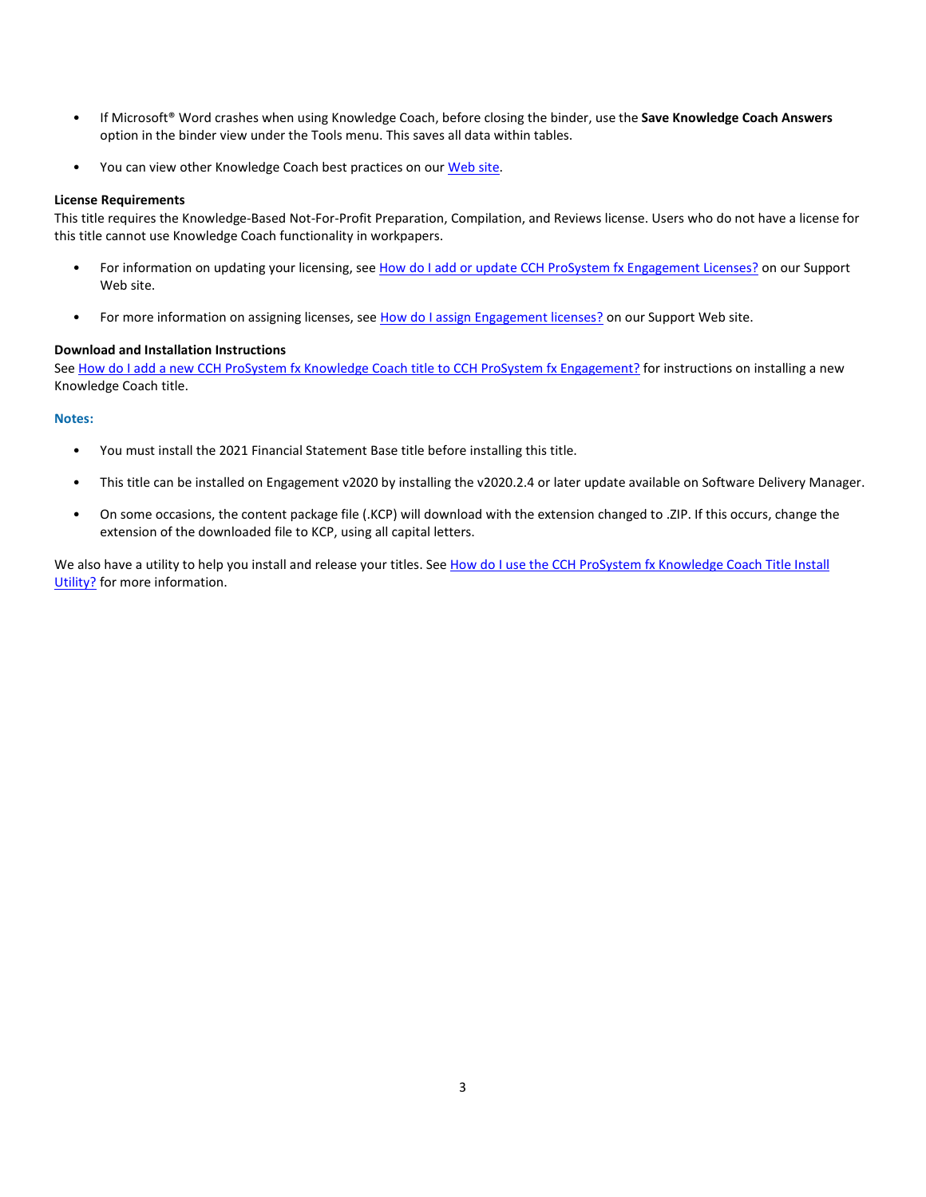- If Microsoft® Word crashes when using Knowledge Coach, before closing the binder, use the **Save Knowledge Coach Answers** option in the binder view under the Tools menu. This saves all data within tables.

- You can view other Knowledge Coach best practices on our Web site.

**License Requirements**

This title requires the Knowledge-Based Not-For-Profit Preparation, Compilation, and Reviews license. Users who do not have a license for this title cannot use Knowledge Coach functionality in workpapers.

- For information on updating your licensing, see How do I add or update CCH ProSystem fx Engagement Licenses? on our Support Web site.

- For more information on assigning licenses, see How do I assign Engagement licenses? on our Support Web site.

**Download and Installation Instructions**

See How do I add a new CCH ProSystem fx Knowledge Coach title to CCH ProSystem fx Engagement? for instructions on installing a new Knowledge Coach title.

**Notes:**

- You must install the 2021 Financial Statement Base title before installing this title.

- This title can be installed on Engagement v2020 by installing the v2020.2.4 or later update available on Software Delivery Manager.

- On some occasions, the content package file (.KCP) will download with the extension changed to .ZIP. If this occurs, change the extension of the downloaded file to KCP, using all capital letters.

We also have a utility to help you install and release your titles. See How do I use the CCH ProSystem fx Knowledge Coach Title Install Utility? for more information.